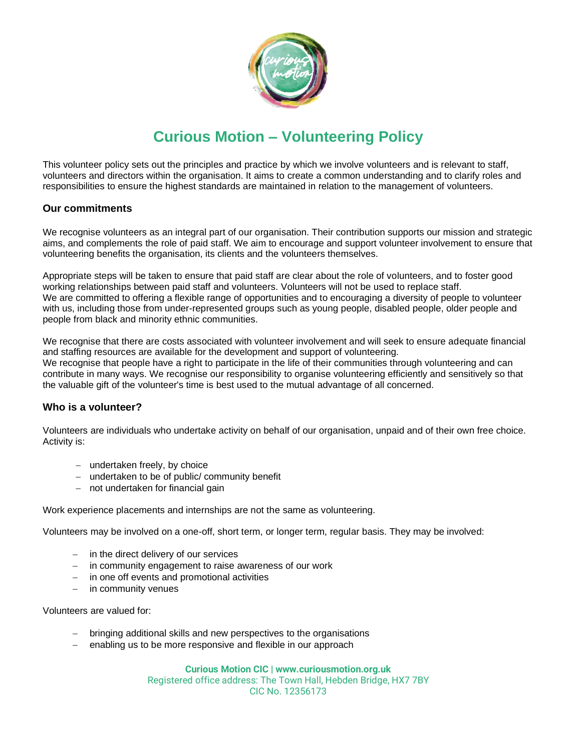# Curious Motion – Volunteering Policy

This volunteer policy sets out the principles and practice by which we involve volunteers and is relevant to staff, volunteers and directors within the organisation. It aims to create a common understanding and to clarify roles and responsibilities to ensure the highest standards are maintained in relation to the management of volunteers.

### Our commitments

We recognise volunteers as an integral part of our organisation. Their contribution supports our mission and strategic aims, and complements the role of paid staff. We aim to encourage and support volunteer involvement to ensure that volunteering benefits the organisation, its clients and the volunteers themselves.

Appropriate steps will be taken to ensure that paid staff are clear about the role of volunteers, and to foster good working relationships between paid staff and volunteers. Volunteers will not be used to replace staff.
We are committed to offering a flexible range of opportunities and to encouraging a diversity of people to volunteer with us, including those from under-represented groups such as young people, disabled people, older people and people from black and minority ethnic communities.

We recognise that there are costs associated with volunteer involvement and will seek to ensure adequate financial and staffing resources are available for the development and support of volunteering.
We recognise that people have a right to participate in the life of their communities through volunteering and can contribute in many ways. We recognise our responsibility to organise volunteering efficiently and sensitively so that the valuable gift of the volunteer's time is best used to the mutual advantage of all concerned.

### Who is a volunteer?

Volunteers are individuals who undertake activity on behalf of our organisation, unpaid and of their own free choice. Activity is:

- undertaken freely, by choice
- undertaken to be of public/ community benefit
- not undertaken for financial gain

Work experience placements and internships are not the same as volunteering.

Volunteers may be involved on a one-off, short term, or longer term, regular basis. They may be involved:

- in the direct delivery of our services
- in community engagement to raise awareness of our work
- in one off events and promotional activities
- in community venues

Volunteers are valued for:

- bringing additional skills and new perspectives to the organisations
- enabling us to be more responsive and flexible in our approach

**Curious Motion CIC | www.curiousmotion.org.uk**
Registered office address: The Town Hall, Hebden Bridge, HX7 7BY
CIC No. 12356173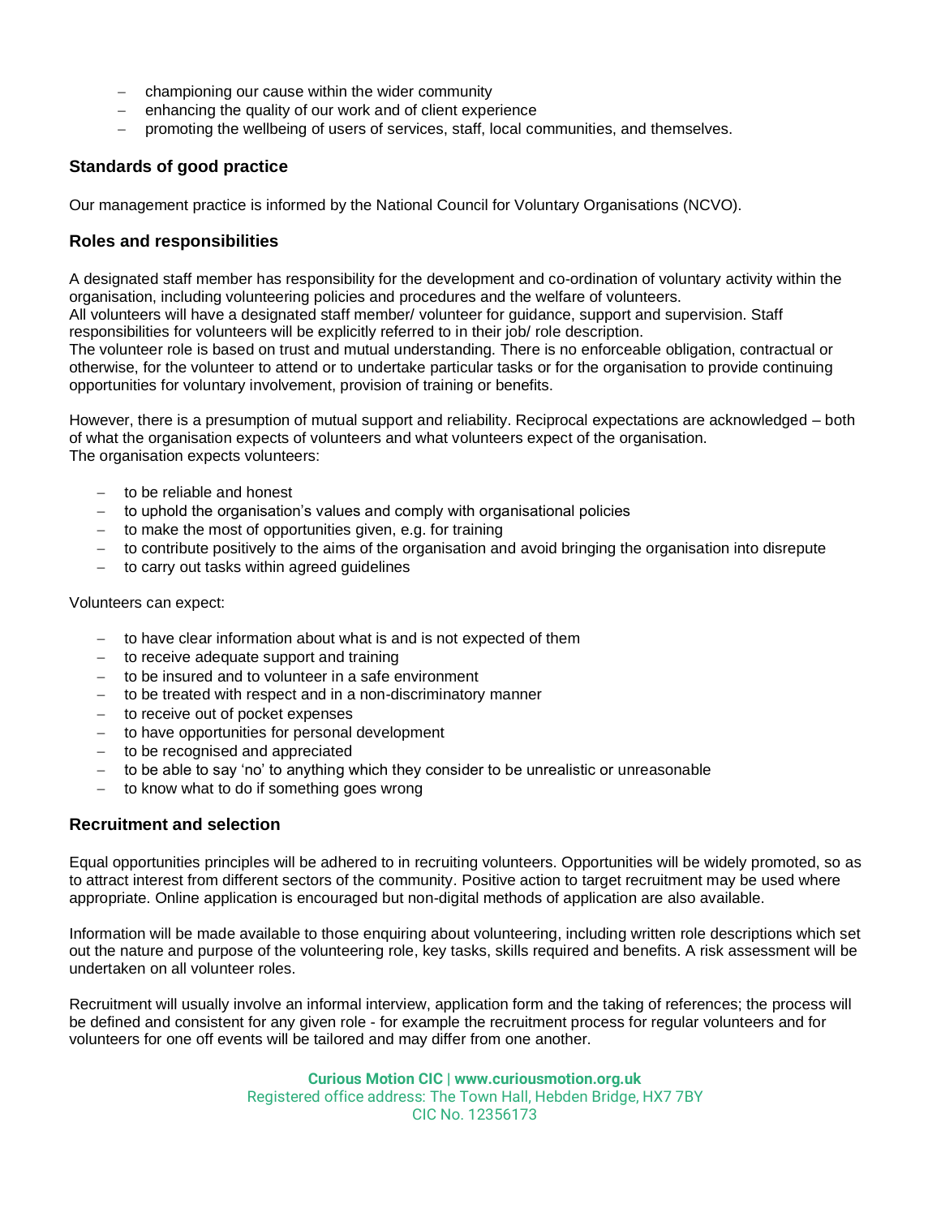- championing our cause within the wider community
- enhancing the quality of our work and of client experience
- promoting the wellbeing of users of services, staff, local communities, and themselves.

### Standards of good practice

Our management practice is informed by the National Council for Voluntary Organisations (NCVO).

### Roles and responsibilities

A designated staff member has responsibility for the development and co-ordination of voluntary activity within the organisation, including volunteering policies and procedures and the welfare of volunteers.
All volunteers will have a designated staff member/ volunteer for guidance, support and supervision. Staff responsibilities for volunteers will be explicitly referred to in their job/ role description.
The volunteer role is based on trust and mutual understanding. There is no enforceable obligation, contractual or otherwise, for the volunteer to attend or to undertake particular tasks or for the organisation to provide continuing opportunities for voluntary involvement, provision of training or benefits.

However, there is a presumption of mutual support and reliability. Reciprocal expectations are acknowledged – both of what the organisation expects of volunteers and what volunteers expect of the organisation.
The organisation expects volunteers:

- to be reliable and honest
- to uphold the organisation's values and comply with organisational policies
- to make the most of opportunities given, e.g. for training
- to contribute positively to the aims of the organisation and avoid bringing the organisation into disrepute
- to carry out tasks within agreed guidelines

Volunteers can expect:

- to have clear information about what is and is not expected of them
- to receive adequate support and training
- to be insured and to volunteer in a safe environment
- to be treated with respect and in a non-discriminatory manner
- to receive out of pocket expenses
- to have opportunities for personal development
- to be recognised and appreciated
- to be able to say 'no' to anything which they consider to be unrealistic or unreasonable
- to know what to do if something goes wrong

### Recruitment and selection

Equal opportunities principles will be adhered to in recruiting volunteers. Opportunities will be widely promoted, so as to attract interest from different sectors of the community. Positive action to target recruitment may be used where appropriate. Online application is encouraged but non-digital methods of application are also available.

Information will be made available to those enquiring about volunteering, including written role descriptions which set out the nature and purpose of the volunteering role, key tasks, skills required and benefits. A risk assessment will be undertaken on all volunteer roles.

Recruitment will usually involve an informal interview, application form and the taking of references; the process will be defined and consistent for any given role - for example the recruitment process for regular volunteers and for volunteers for one off events will be tailored and may differ from one another.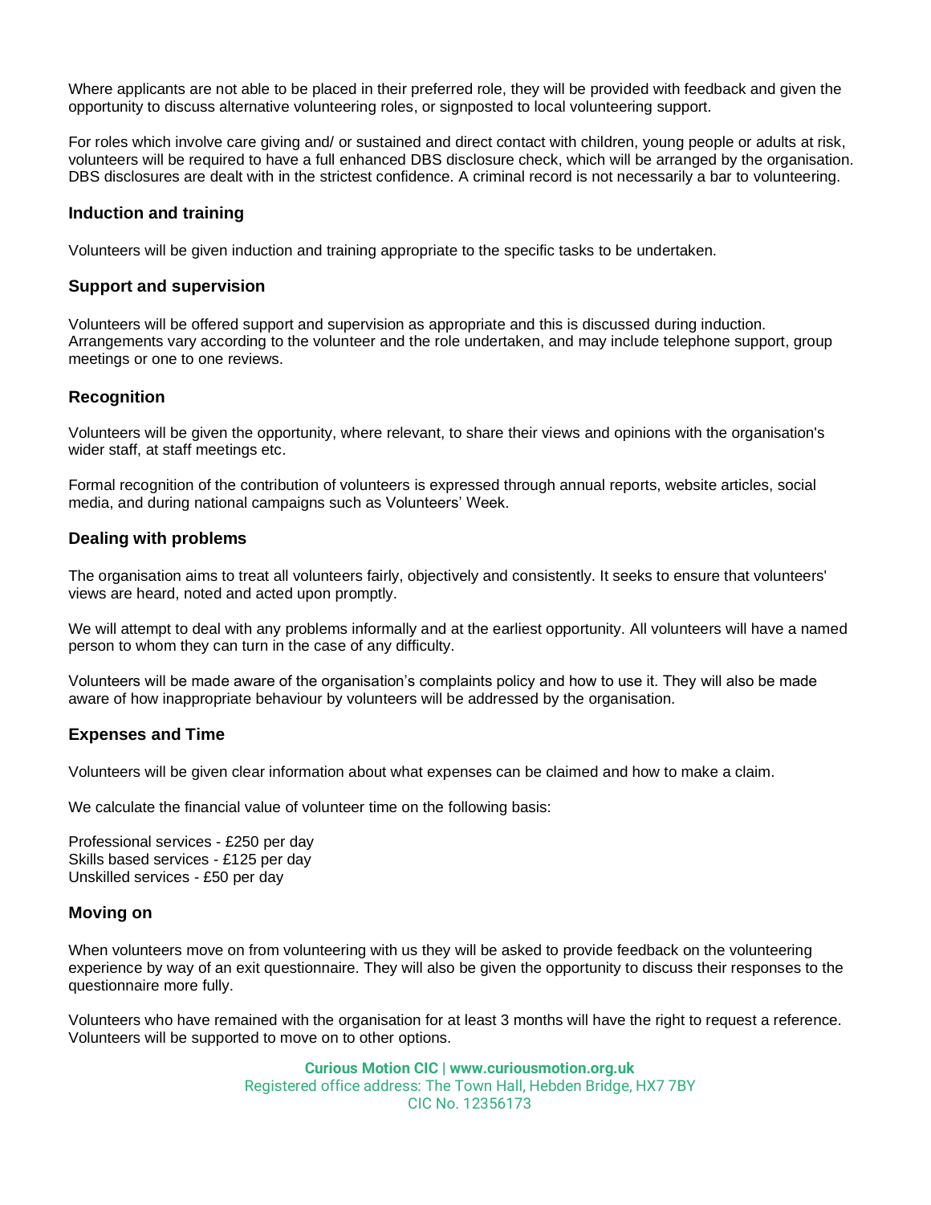Where applicants are not able to be placed in their preferred role, they will be provided with feedback and given the opportunity to discuss alternative volunteering roles, or signposted to local volunteering support.

For roles which involve care giving and/ or sustained and direct contact with children, young people or adults at risk, volunteers will be required to have a full enhanced DBS disclosure check, which will be arranged by the organisation. DBS disclosures are dealt with in the strictest confidence. A criminal record is not necessarily a bar to volunteering.

### Induction and training

Volunteers will be given induction and training appropriate to the specific tasks to be undertaken.

### Support and supervision

Volunteers will be offered support and supervision as appropriate and this is discussed during induction. Arrangements vary according to the volunteer and the role undertaken, and may include telephone support, group meetings or one to one reviews.

### Recognition

Volunteers will be given the opportunity, where relevant, to share their views and opinions with the organisation's wider staff, at staff meetings etc.

Formal recognition of the contribution of volunteers is expressed through annual reports, website articles, social media, and during national campaigns such as Volunteers' Week.

### Dealing with problems

The organisation aims to treat all volunteers fairly, objectively and consistently. It seeks to ensure that volunteers' views are heard, noted and acted upon promptly.

We will attempt to deal with any problems informally and at the earliest opportunity. All volunteers will have a named person to whom they can turn in the case of any difficulty.

Volunteers will be made aware of the organisation's complaints policy and how to use it. They will also be made aware of how inappropriate behaviour by volunteers will be addressed by the organisation.

### Expenses and Time

Volunteers will be given clear information about what expenses can be claimed and how to make a claim.

We calculate the financial value of volunteer time on the following basis:

Professional services - £250 per day
Skills based services - £125 per day
Unskilled services - £50 per day

### Moving on

When volunteers move on from volunteering with us they will be asked to provide feedback on the volunteering experience by way of an exit questionnaire. They will also be given the opportunity to discuss their responses to the questionnaire more fully.

Volunteers who have remained with the organisation for at least 3 months will have the right to request a reference. Volunteers will be supported to move on to other options.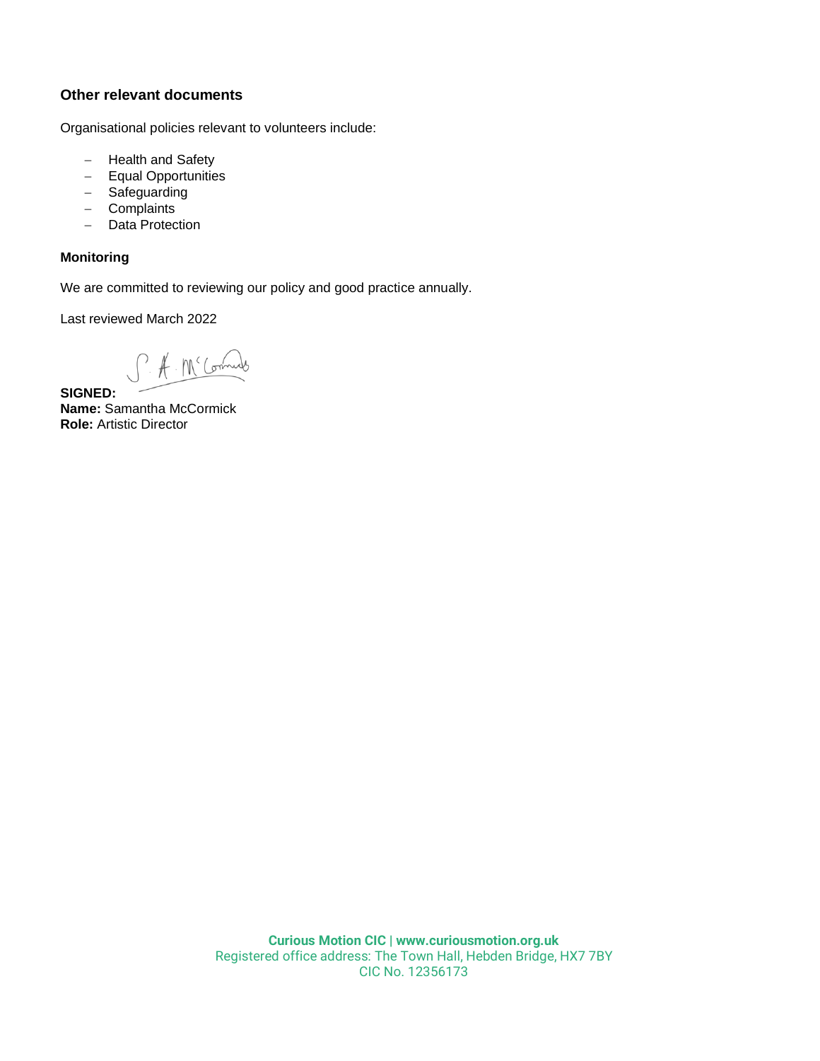### Other relevant documents

Organisational policies relevant to volunteers include:

- Health and Safety
- Equal Opportunities
- Safeguarding
- Complaints
- Data Protection

**Monitoring**

We are committed to reviewing our policy and good practice annually.

Last reviewed March 2022

**SIGNED:**
**Name:** Samantha McCormick
**Role:** Artistic Director

**Curious Motion CIC | www.curiousmotion.org.uk**
Registered office address: The Town Hall, Hebden Bridge, HX7 7BY
CIC No. 12356173